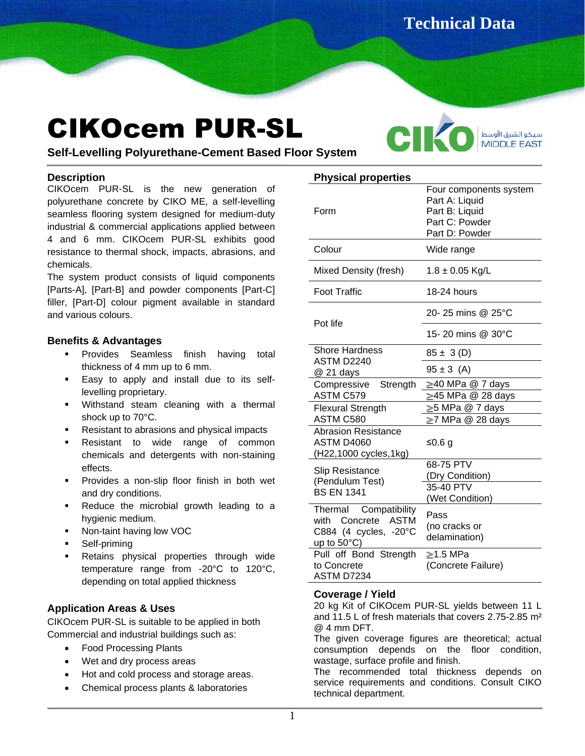Technical Data

# CIKOcem PUR-SL

**Self-Levelling Polyurethane-Cement Based Floor System**

CIKO سيكو الشرق الأوسط MIDDLE EAST

## Description

CIKOcem PUR-SL is the new generation of polyurethane concrete by CIKO ME, a self-levelling seamless flooring system designed for medium-duty industrial & commercial applications applied between 4 and 6 mm. CIKOcem PUR-SL exhibits good resistance to thermal shock, impacts, abrasions, and chemicals.

The system product consists of liquid components [Parts-A], [Part-B] and powder components [Part-C] filler, [Part-D] colour pigment available in standard and various colours.

## Benefits & Advantages

- Provides Seamless finish having total thickness of 4 mm up to 6 mm.
- Easy to apply and install due to its self-levelling proprietary.
- Withstand steam cleaning with a thermal shock up to 70°C.
- Resistant to abrasions and physical impacts
- Resistant to wide range of common chemicals and detergents with non-staining effects.
- Provides a non-slip floor finish in both wet and dry conditions.
- Reduce the microbial growth leading to a hygienic medium.
- Non-taint having low VOC
- Self-priming
- Retains physical properties through wide temperature range from -20°C to 120°C, depending on total applied thickness

## Application Areas & Uses

CIKOcem PUR-SL is suitable to be applied in both Commercial and industrial buildings such as:

- Food Processing Plants
- Wet and dry process areas
- Hot and cold process and storage areas.
- Chemical process plants & laboratories

## Physical properties

| Property | Value |
|---|---|
| Form | Four components system<br>Part A: Liquid<br>Part B: Liquid<br>Part C: Powder<br>Part D: Powder |
| Colour | Wide range |
| Mixed Density (fresh) | 1.8 ± 0.05 Kg/L |
| Foot Traffic | 18-24 hours |
| Pot life | 20- 25 mins @ 25°C |
| | 15- 20 mins @ 30°C |
| Shore Hardness ASTM D2240 @ 21 days | 85 ± 3 (D) |
| | 95 ± 3 (A) |
| Compressive Strength ASTM C579 | ≥40 MPa @ 7 days |
| | ≥45 MPa @ 28 days |
| Flexural Strength ASTM C580 | ≥5 MPa @ 7 days |
| | ≥7 MPa @ 28 days |
| Abrasion Resistance ASTM D4060 (H22,1000 cycles,1kg) | ≤0.6 g |
| Slip Resistance (Pendulum Test) BS EN 1341 | 68-75 PTV (Dry Condition) |
| | 35-40 PTV (Wet Condition) |
| Thermal Compatibility with Concrete ASTM C884 (4 cycles, -20°C up to 50°C) | Pass (no cracks or delamination) |
| Pull off Bond Strength to Concrete ASTM D7234 | ≥1.5 MPa (Concrete Failure) |

## Coverage / Yield

20 kg Kit of CIKOcem PUR-SL yields between 11 L and 11.5 L of fresh materials that covers 2.75-2.85 m² @ 4 mm DFT.

The given coverage figures are theoretical; actual consumption depends on the floor condition, wastage, surface profile and finish.

The recommended total thickness depends on service requirements and conditions. Consult CIKO technical department.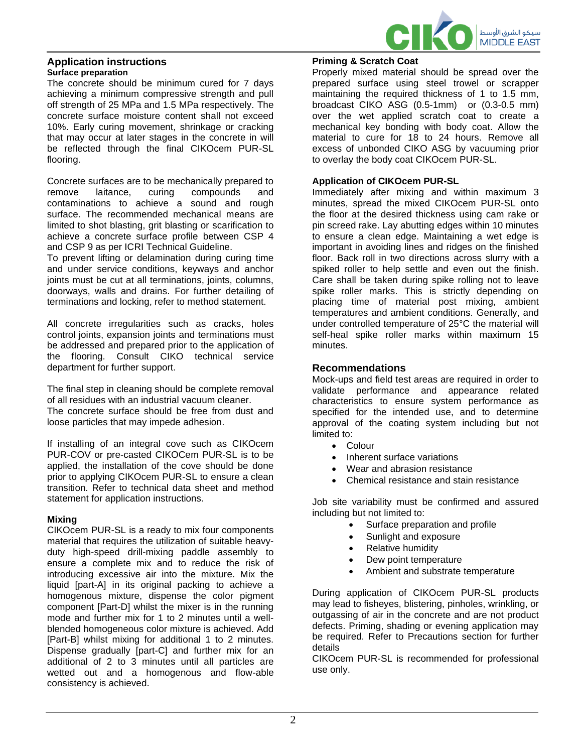## Application instructions

### Surface preparation

The concrete should be minimum cured for 7 days achieving a minimum compressive strength and pull off strength of 25 MPa and 1.5 MPa respectively. The concrete surface moisture content shall not exceed 10%. Early curing movement, shrinkage or cracking that may occur at later stages in the concrete in will be reflected through the final CIKOcem PUR-SL flooring.

Concrete surfaces are to be mechanically prepared to remove laitance, curing compounds and contaminations to achieve a sound and rough surface. The recommended mechanical means are limited to shot blasting, grit blasting or scarification to achieve a concrete surface profile between CSP 4 and CSP 9 as per ICRI Technical Guideline.
To prevent lifting or delamination during curing time and under service conditions, keyways and anchor joints must be cut at all terminations, joints, columns, doorways, walls and drains. For further detailing of terminations and locking, refer to method statement.

All concrete irregularities such as cracks, holes control joints, expansion joints and terminations must be addressed and prepared prior to the application of the flooring. Consult CIKO technical service department for further support.

The final step in cleaning should be complete removal of all residues with an industrial vacuum cleaner.
The concrete surface should be free from dust and loose particles that may impede adhesion.

If installing of an integral cove such as CIKOcem PUR-COV or pre-casted CIKOCem PUR-SL is to be applied, the installation of the cove should be done prior to applying CIKOcem PUR-SL to ensure a clean transition. Refer to technical data sheet and method statement for application instructions.

### Mixing

CIKOcem PUR-SL is a ready to mix four components material that requires the utilization of suitable heavy-duty high-speed drill-mixing paddle assembly to ensure a complete mix and to reduce the risk of introducing excessive air into the mixture. Mix the liquid [part-A] in its original packing to achieve a homogenous mixture, dispense the color pigment component [Part-D] whilst the mixer is in the running mode and further mix for 1 to 2 minutes until a well-blended homogeneous color mixture is achieved. Add [Part-B] whilst mixing for additional 1 to 2 minutes. Dispense gradually [part-C] and further mix for an additional of 2 to 3 minutes until all particles are wetted out and a homogenous and flow-able consistency is achieved.

### Priming & Scratch Coat

Properly mixed material should be spread over the prepared surface using steel trowel or scrapper maintaining the required thickness of 1 to 1.5 mm, broadcast CIKO ASG (0.5-1mm) or (0.3-0.5 mm) over the wet applied scratch coat to create a mechanical key bonding with body coat. Allow the material to cure for 18 to 24 hours. Remove all excess of unbonded CIKO ASG by vacuuming prior to overlay the body coat CIKOcem PUR-SL.

### Application of CIKOcem PUR-SL

Immediately after mixing and within maximum 3 minutes, spread the mixed CIKOcem PUR-SL onto the floor at the desired thickness using cam rake or pin screed rake. Lay abutting edges within 10 minutes to ensure a clean edge. Maintaining a wet edge is important in avoiding lines and ridges on the finished floor. Back roll in two directions across slurry with a spiked roller to help settle and even out the finish. Care shall be taken during spike rolling not to leave spike roller marks. This is strictly depending on placing time of material post mixing, ambient temperatures and ambient conditions. Generally, and under controlled temperature of 25°C the material will self-heal spike roller marks within maximum 15 minutes.

## Recommendations

Mock-ups and field test areas are required in order to validate performance and appearance related characteristics to ensure system performance as specified for the intended use, and to determine approval of the coating system including but not limited to:

- Colour
- Inherent surface variations
- Wear and abrasion resistance
- Chemical resistance and stain resistance

Job site variability must be confirmed and assured including but not limited to:

- Surface preparation and profile
- Sunlight and exposure
- Relative humidity
- Dew point temperature
- Ambient and substrate temperature

During application of CIKOcem PUR-SL products may lead to fisheyes, blistering, pinholes, wrinkling, or outgassing of air in the concrete and are not product defects. Priming, shading or evening application may be required. Refer to Precautions section for further details
CIKOcem PUR-SL is recommended for professional use only.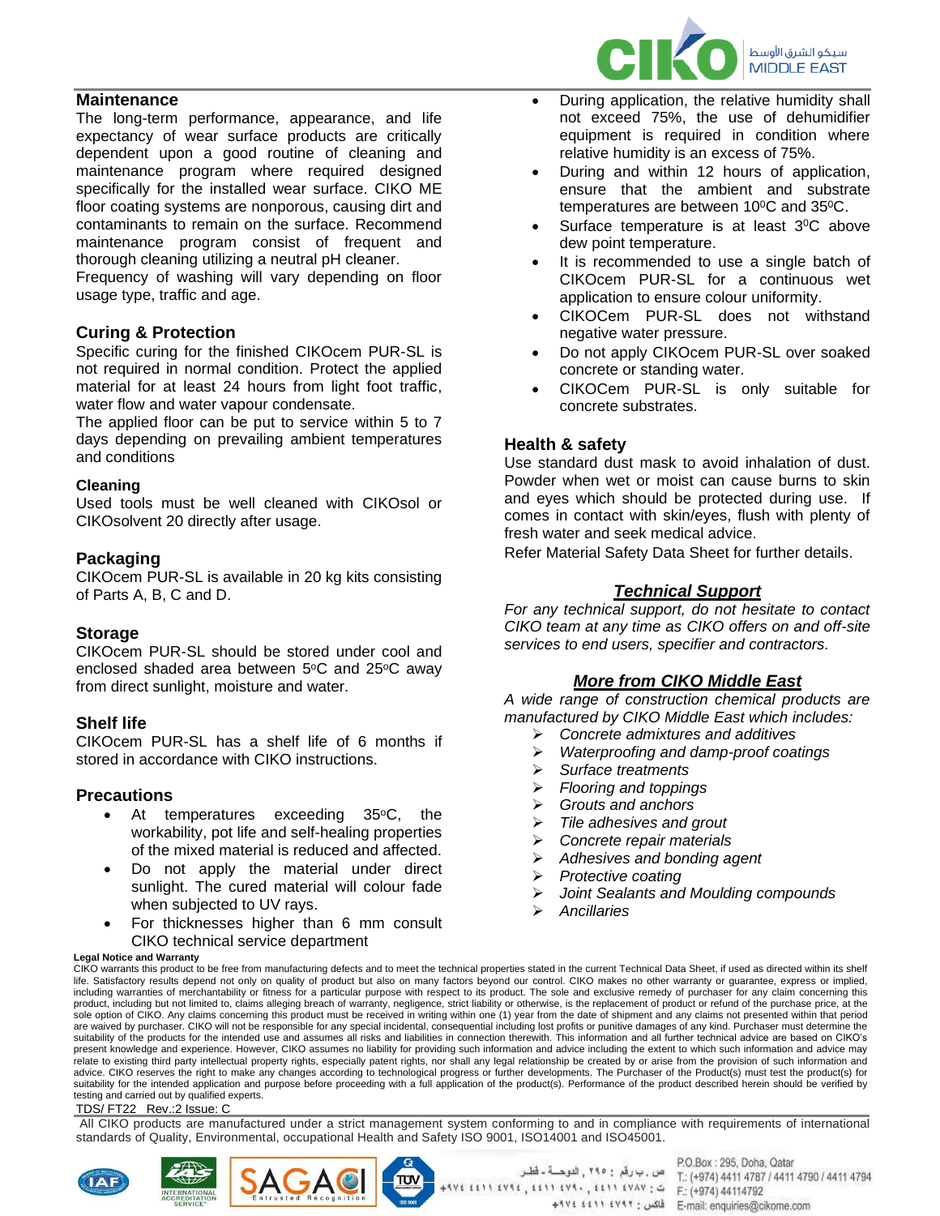## Maintenance

The long-term performance, appearance, and life expectancy of wear surface products are critically dependent upon a good routine of cleaning and maintenance program where required designed specifically for the installed wear surface. CIKO ME floor coating systems are nonporous, causing dirt and contaminants to remain on the surface. Recommend maintenance program consist of frequent and thorough cleaning utilizing a neutral pH cleaner.
Frequency of washing will vary depending on floor usage type, traffic and age.

## Curing & Protection

Specific curing for the finished CIKOcem PUR-SL is not required in normal condition. Protect the applied material for at least 24 hours from light foot traffic, water flow and water vapour condensate.
The applied floor can be put to service within 5 to 7 days depending on prevailing ambient temperatures and conditions

### Cleaning

Used tools must be well cleaned with CIKOsol or CIKOsolvent 20 directly after usage.

## Packaging

CIKOcem PUR-SL is available in 20 kg kits consisting of Parts A, B, C and D.

## Storage

CIKOcem PUR-SL should be stored under cool and enclosed shaded area between 5$^o$C and 25$^o$C away from direct sunlight, moisture and water.

## Shelf life

CIKOcem PUR-SL has a shelf life of 6 months if stored in accordance with CIKO instructions.

## Precautions

- At temperatures exceeding 35$^o$C, the workability, pot life and self-healing properties of the mixed material is reduced and affected.
- Do not apply the material under direct sunlight. The cured material will colour fade when subjected to UV rays.
- For thicknesses higher than 6 mm consult CIKO technical service department
- During application, the relative humidity shall not exceed 75%, the use of dehumidifier equipment is required in condition where relative humidity is an excess of 75%.
- During and within 12 hours of application, ensure that the ambient and substrate temperatures are between 10$^0$C and 35$^0$C.
- Surface temperature is at least 3$^0$C above dew point temperature.
- It is recommended to use a single batch of CIKOcem PUR-SL for a continuous wet application to ensure colour uniformity.
- CIKOCem PUR-SL does not withstand negative water pressure.
- Do not apply CIKOcem PUR-SL over soaked concrete or standing water.
- CIKOCem PUR-SL is only suitable for concrete substrates.

## Health & safety

Use standard dust mask to avoid inhalation of dust. Powder when wet or moist can cause burns to skin and eyes which should be protected during use. If comes in contact with skin/eyes, flush with plenty of fresh water and seek medical advice.
Refer Material Safety Data Sheet for further details.

## *Technical Support*

*For any technical support, do not hesitate to contact CIKO team at any time as CIKO offers on and off-site services to end users, specifier and contractors.*

## *More from CIKO Middle East*

*A wide range of construction chemical products are manufactured by CIKO Middle East which includes:*

- *Concrete admixtures and additives*
- *Waterproofing and damp-proof coatings*
- *Surface treatments*
- *Flooring and toppings*
- *Grouts and anchors*
- *Tile adhesives and grout*
- *Concrete repair materials*
- *Adhesives and bonding agent*
- *Protective coating*
- *Joint Sealants and Moulding compounds*
- *Ancillaries*

**Legal Notice and Warranty**

CIKO warrants this product to be free from manufacturing defects and to meet the technical properties stated in the current Technical Data Sheet, if used as directed within its shelf life. Satisfactory results depend not only on quality of product but also on many factors beyond our control. CIKO makes no other warranty or guarantee, express or implied, including warranties of merchantability or fitness for a particular purpose with respect to its product. The sole and exclusive remedy of purchaser for any claim concerning this product, including but not limited to, claims alleging breach of warranty, negligence, strict liability or otherwise, is the replacement of product or refund of the purchase price, at the sole option of CIKO. Any claims concerning this product must be received in writing within one (1) year from the date of shipment and any claims not presented within that period are waived by purchaser. CIKO will not be responsible for any special incidental, consequential including lost profits or punitive damages of any kind. Purchaser must determine the suitability of the products for the intended use and assumes all risks and liabilities in connection therewith. This information and all further technical advice are based on CIKO's present knowledge and experience. However, CIKO assumes no liability for providing such information and advice including the extent to which such information and advice may relate to existing third party intellectual property rights, especially patent rights, nor shall any legal relationship be created by or arise from the provision of such information and advice. CIKO reserves the right to make any changes according to technological progress or further developments. The Purchaser of the Product(s) must test the product(s) for suitability for the intended application and purpose before proceeding with a full application of the product(s). Performance of the product described herein should be verified by testing and carried out by qualified experts.

TDS/ FT22 Rev.:2 Issue: C

All CIKO products are manufactured under a strict management system conforming to and in compliance with requirements of international standards of Quality, Environmental, occupational Health and Safety ISO 9001, ISO14001 and ISO45001.

ص.ب رقم : ٢٩٥ , الدوحة - قطر
ت : ٤٤١١٤٧٨٧ , ٤٤١١٤٧٩٠ , ٤٤١١٤٧٩٤ +٩٧٤
فاكس : ٤٤١١٤٧٩٢ +٩٧٤

P.O.Box : 295, Doha, Qatar
T.: (+974) 4411 4787 / 4411 4790 / 4411 4794
F.: (+974) 44114792
E-mail: enquiries@cikome.com